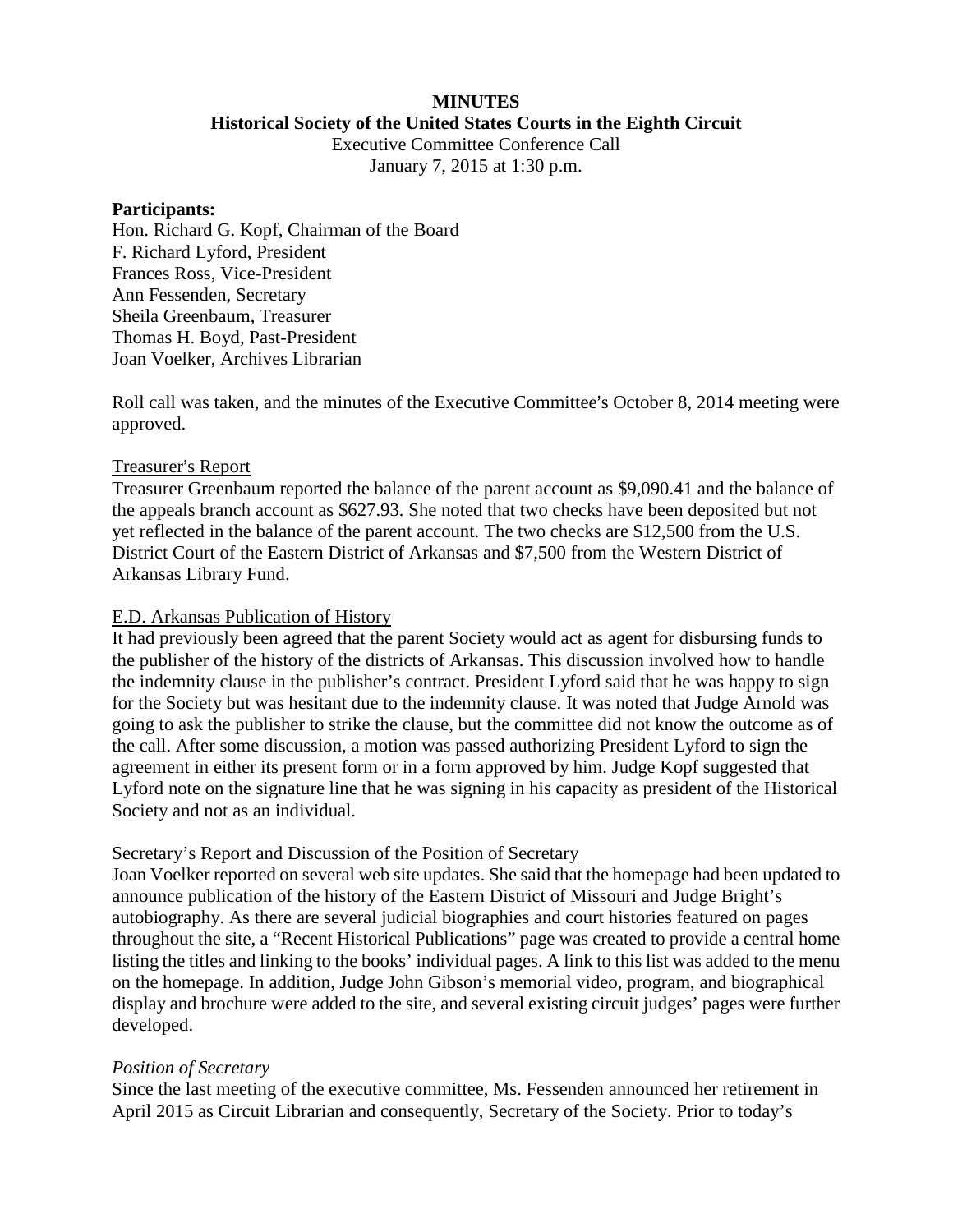**MINUTES**

**Historical Society of the United States Courts in the Eighth Circuit**

Executive Committee Conference Call

January 7, 2015 at 1:30 p.m.

**Participants:**

Hon. Richard G. Kopf, Chairman of the Board
F. Richard Lyford, President
Frances Ross, Vice-President
Ann Fessenden, Secretary
Sheila Greenbaum, Treasurer
Thomas H. Boyd, Past-President
Joan Voelker, Archives Librarian

Roll call was taken, and the minutes of the Executive Committee's October 8, 2014 meeting were approved.

<u>Treasurer's Report</u>

Treasurer Greenbaum reported the balance of the parent account as $9,090.41 and the balance of the appeals branch account as $627.93. She noted that two checks have been deposited but not yet reflected in the balance of the parent account. The two checks are $12,500 from the U.S. District Court of the Eastern District of Arkansas and $7,500 from the Western District of Arkansas Library Fund.

<u>E.D. Arkansas Publication of History</u>

It had previously been agreed that the parent Society would act as agent for disbursing funds to the publisher of the history of the districts of Arkansas. This discussion involved how to handle the indemnity clause in the publisher's contract. President Lyford said that he was happy to sign for the Society but was hesitant due to the indemnity clause. It was noted that Judge Arnold was going to ask the publisher to strike the clause, but the committee did not know the outcome as of the call. After some discussion, a motion was passed authorizing President Lyford to sign the agreement in either its present form or in a form approved by him. Judge Kopf suggested that Lyford note on the signature line that he was signing in his capacity as president of the Historical Society and not as an individual.

<u>Secretary's Report and Discussion of the Position of Secretary</u>

Joan Voelker reported on several web site updates. She said that the homepage had been updated to announce publication of the history of the Eastern District of Missouri and Judge Bright's autobiography. As there are several judicial biographies and court histories featured on pages throughout the site, a "Recent Historical Publications" page was created to provide a central home listing the titles and linking to the books' individual pages. A link to this list was added to the menu on the homepage. In addition, Judge John Gibson's memorial video, program, and biographical display and brochure were added to the site, and several existing circuit judges' pages were further developed.

*Position of Secretary*

Since the last meeting of the executive committee, Ms. Fessenden announced her retirement in April 2015 as Circuit Librarian and consequently, Secretary of the Society. Prior to today's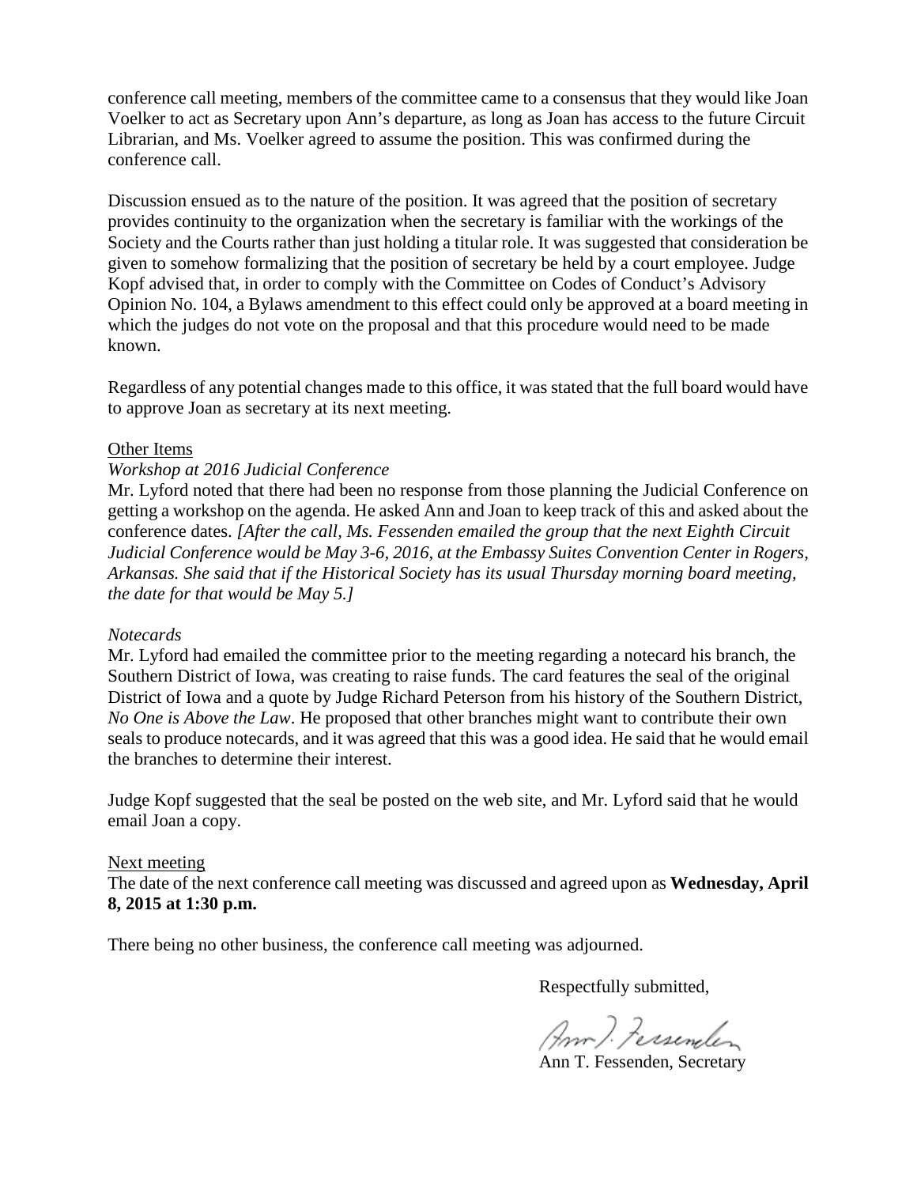conference call meeting, members of the committee came to a consensus that they would like Joan Voelker to act as Secretary upon Ann's departure, as long as Joan has access to the future Circuit Librarian, and Ms. Voelker agreed to assume the position. This was confirmed during the conference call.

Discussion ensued as to the nature of the position. It was agreed that the position of secretary provides continuity to the organization when the secretary is familiar with the workings of the Society and the Courts rather than just holding a titular role. It was suggested that consideration be given to somehow formalizing that the position of secretary be held by a court employee. Judge Kopf advised that, in order to comply with the Committee on Codes of Conduct's Advisory Opinion No. 104, a Bylaws amendment to this effect could only be approved at a board meeting in which the judges do not vote on the proposal and that this procedure would need to be made known.

Regardless of any potential changes made to this office, it was stated that the full board would have to approve Joan as secretary at its next meeting.

<u>Other Items</u>

*Workshop at 2016 Judicial Conference*

Mr. Lyford noted that there had been no response from those planning the Judicial Conference on getting a workshop on the agenda. He asked Ann and Joan to keep track of this and asked about the conference dates. *[After the call, Ms. Fessenden emailed the group that the next Eighth Circuit Judicial Conference would be May 3-6, 2016, at the Embassy Suites Convention Center in Rogers, Arkansas. She said that if the Historical Society has its usual Thursday morning board meeting, the date for that would be May 5.]*

*Notecards*

Mr. Lyford had emailed the committee prior to the meeting regarding a notecard his branch, the Southern District of Iowa, was creating to raise funds. The card features the seal of the original District of Iowa and a quote by Judge Richard Peterson from his history of the Southern District, *No One is Above the Law*. He proposed that other branches might want to contribute their own seals to produce notecards, and it was agreed that this was a good idea. He said that he would email the branches to determine their interest.

Judge Kopf suggested that the seal be posted on the web site, and Mr. Lyford said that he would email Joan a copy.

<u>Next meeting</u>

The date of the next conference call meeting was discussed and agreed upon as **Wednesday, April 8, 2015 at 1:30 p.m.**

There being no other business, the conference call meeting was adjourned.

Respectfully submitted,

Ann T. Fessenden, Secretary